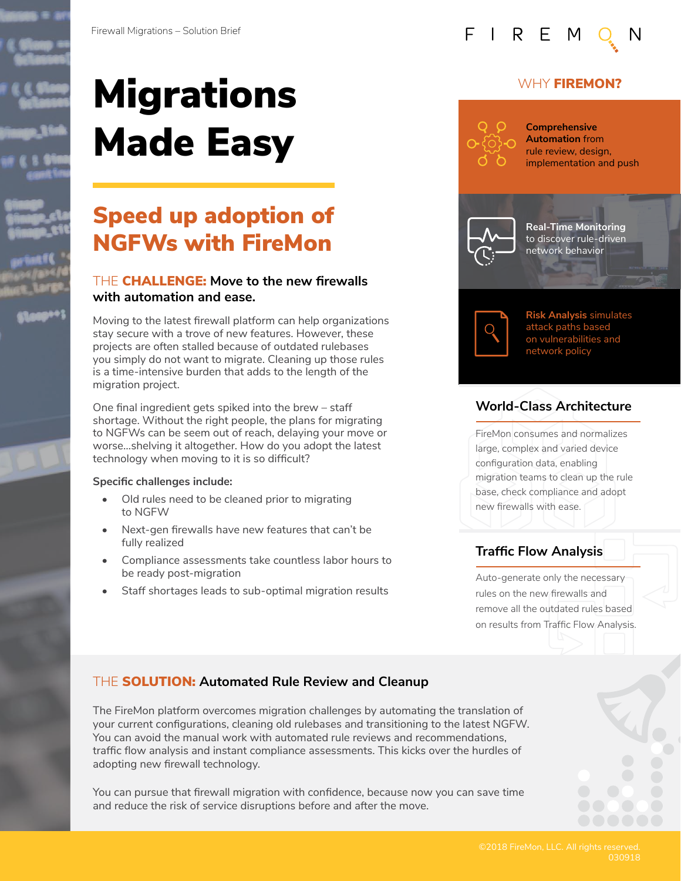# Migrations Made Easy

## Speed up adoption of NGFWs with FireMon

### THE **CHALLENGE:** Move to the new firewalls with automation and ease.

Moving to the latest firewall platform can help organizations stay secure with a trove of new features. However, these projects are often stalled because of outdated rulebases you simply do not want to migrate. Cleaning up those rules is a time-intensive burden that adds to the length of the migration project.

One final ingredient gets spiked into the brew – staff shortage. Without the right people, the plans for migrating to NGFWs can be seem out of reach, delaying your move or worse...shelving it altogether. How do you adopt the latest technology when moving to it is so difficult?

**Specific challenges include:**

- Old rules need to be cleaned prior to migrating to NGFW
- Next-gen firewalls have new features that can't be fully realized
- Compliance assessments take countless labor hours to be ready post-migration
- Staff shortages leads to sub-optimal migration results

## WHY FIREMON?

**Comprehensive Automation** from rule review, design, implementation and push

**Real-Time Monitoring** to discover rule-driven network behavior

**Risk Analysis** simulates attack paths based on vulnerabilities and network policy

### World-Class Architecture

FireMon consumes and normalizes large, complex and varied device configuration data, enabling migration teams to clean up the rule base, check compliance and adopt new firewalls with ease.

### Traffic Flow Analysis

Auto-generate only the necessary rules on the new firewalls and remove all the outdated rules based on results from Traffic Flow Analysis.

### THE **SOLUTION:** Automated Rule Review and Cleanup

The FireMon platform overcomes migration challenges by automating the translation of your current configurations, cleaning old rulebases and transitioning to the latest NGFW. You can avoid the manual work with automated rule reviews and recommendations, traffic flow analysis and instant compliance assessments. This kicks over the hurdles of adopting new firewall technology.

You can pursue that firewall migration with confidence, because now you can save time and reduce the risk of service disruptions before and after the move.

©2018 FireMon, LLC. All rights reserved.
030918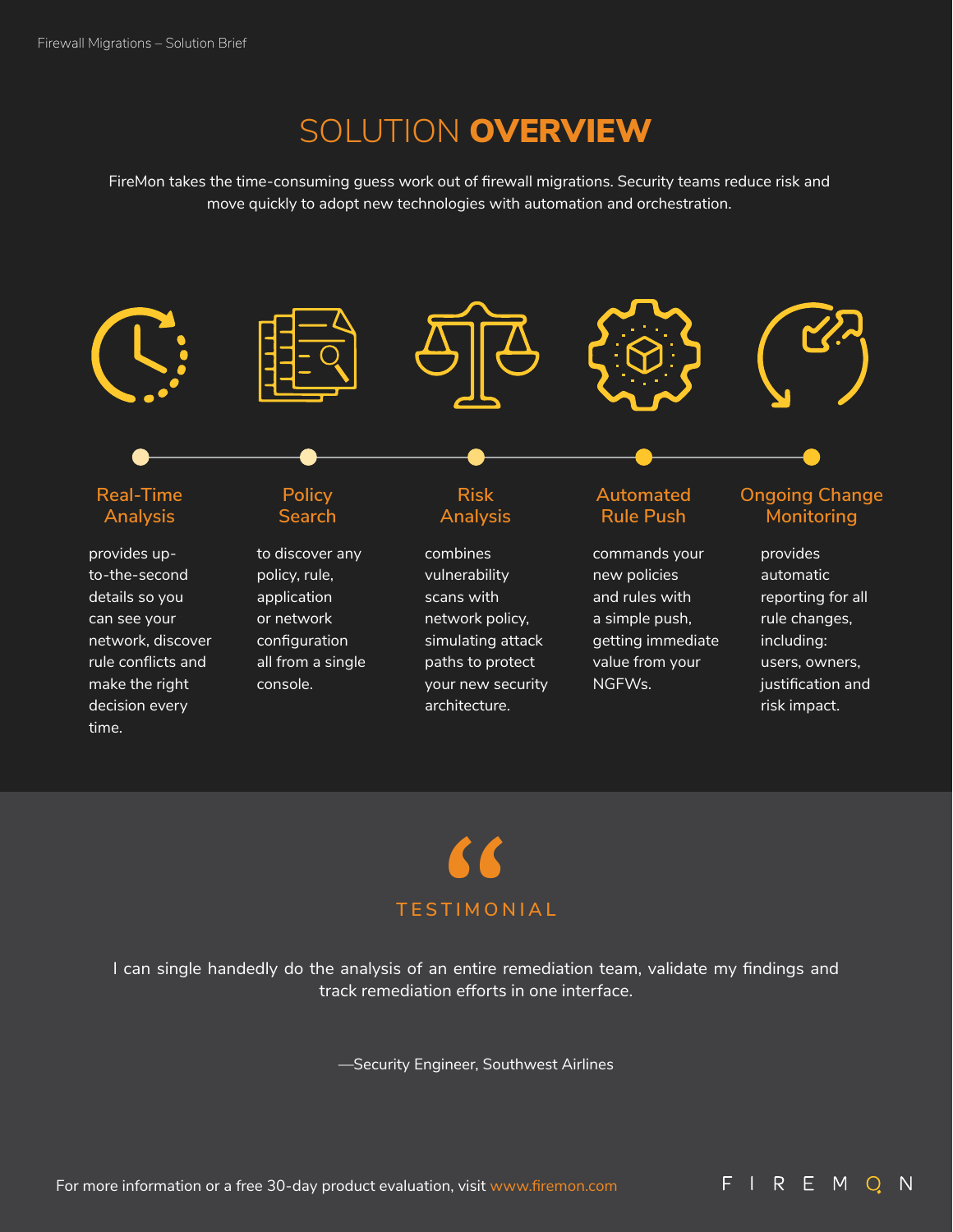# SOLUTION **OVERVIEW**

FireMon takes the time-consuming guess work out of firewall migrations. Security teams reduce risk and move quickly to adopt new technologies with automation and orchestration.

### Real-Time Analysis

provides up-to-the-second details so you can see your network, discover rule conflicts and make the right decision every time.

### Policy Search

to discover any policy, rule, application or network configuration all from a single console.

### Risk Analysis

combines vulnerability scans with network policy, simulating attack paths to protect your new security architecture.

### Automated Rule Push

commands your new policies and rules with a simple push, getting immediate value from your NGFWs.

### Ongoing Change Monitoring

provides automatic reporting for all rule changes, including: users, owners, justification and risk impact.

## TESTIMONIAL

I can single handedly do the analysis of an entire remediation team, validate my findings and track remediation efforts in one interface.

—Security Engineer, Southwest Airlines

For more information or a free 30-day product evaluation, visit www.firemon.com

FIREMON